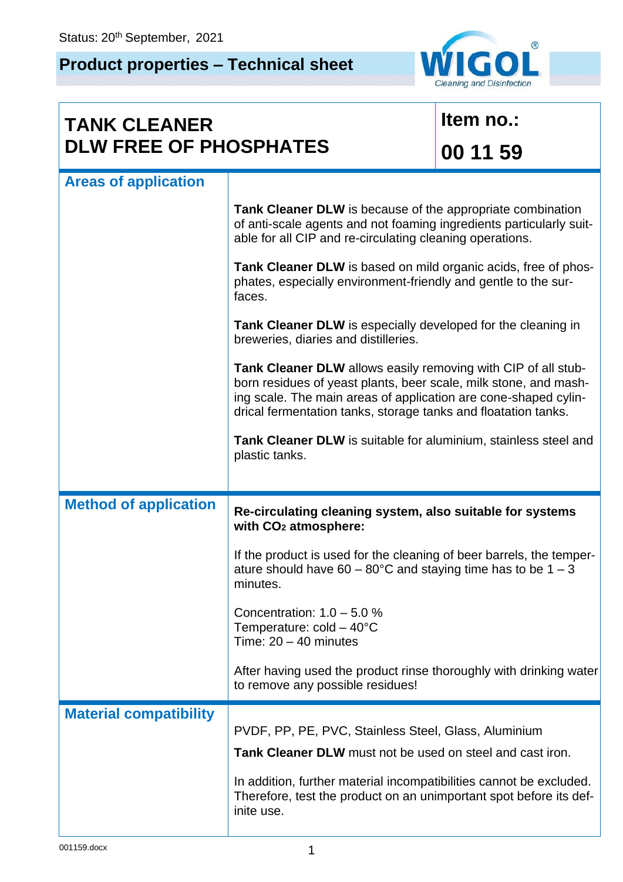Status: 20th September, 2021

# Product properties – Technical sheet

WIGOL® Cleaning and Disinfection

## TANK CLEANER DLW FREE OF PHOSPHATES

**Item no.: 00 11 59**

### Areas of application

**Tank Cleaner DLW** is because of the appropriate combination of anti-scale agents and not foaming ingredients particularly suitable for all CIP and re-circulating cleaning operations.

**Tank Cleaner DLW** is based on mild organic acids, free of phosphates, especially environment-friendly and gentle to the surfaces.

**Tank Cleaner DLW** is especially developed for the cleaning in breweries, diaries and distilleries.

**Tank Cleaner DLW** allows easily removing with CIP of all stubborn residues of yeast plants, beer scale, milk stone, and mashing scale. The main areas of application are cone-shaped cylindrical fermentation tanks, storage tanks and floatation tanks.

**Tank Cleaner DLW** is suitable for aluminium, stainless steel and plastic tanks.

### Method of application

**Re-circulating cleaning system, also suitable for systems with $CO_2$ atmosphere:**

If the product is used for the cleaning of beer barrels, the temperature should have 60 – 80°C and staying time has to be 1 – 3 minutes.

Concentration: 1.0 – 5.0 %
Temperature: cold – 40°C
Time: 20 – 40 minutes

After having used the product rinse thoroughly with drinking water to remove any possible residues!

### Material compatibility

PVDF, PP, PE, PVC, Stainless Steel, Glass, Aluminium

**Tank Cleaner DLW** must not be used on steel and cast iron.

In addition, further material incompatibilities cannot be excluded. Therefore, test the product on an unimportant spot before its definite use.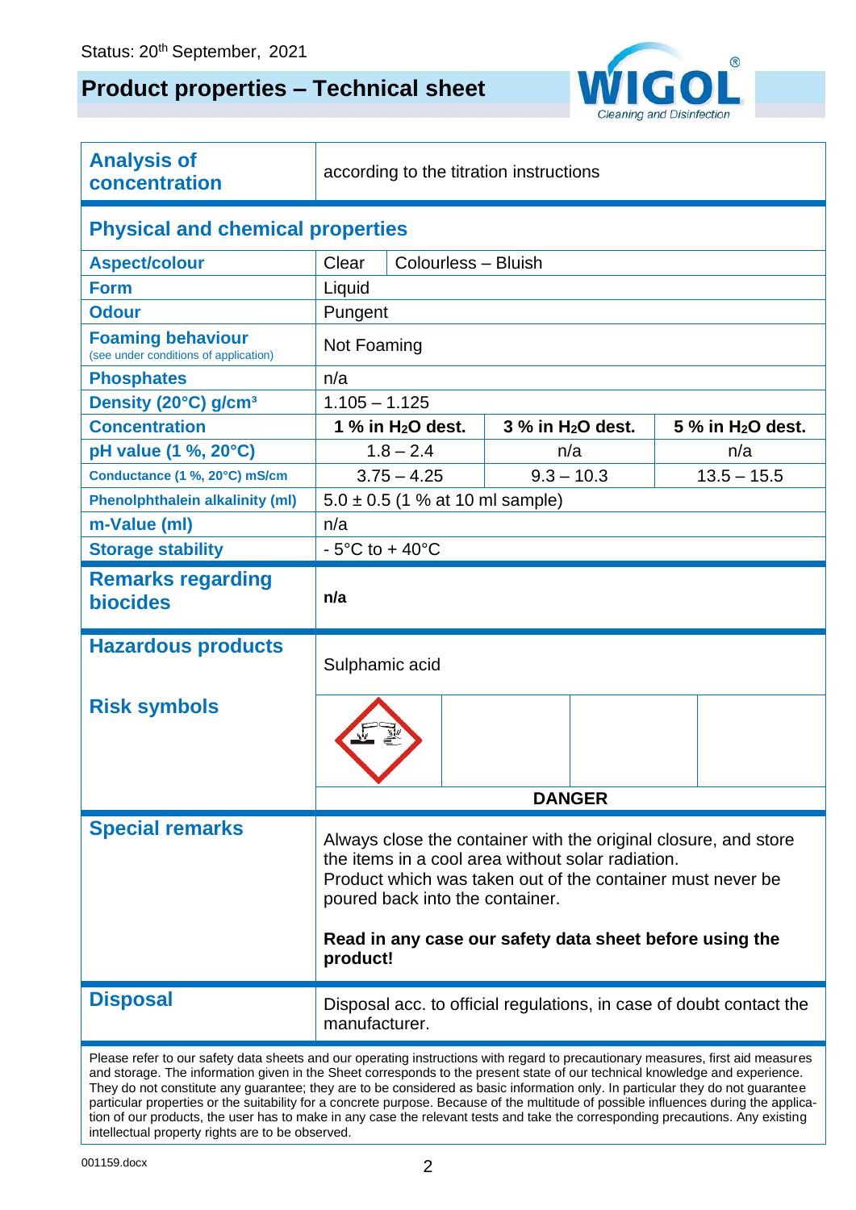Status: 20th September, 2021

# Product properties – Technical sheet

| | | | |
|---|---|---|---|
| **Analysis of concentration** | according to the titration instructions | | |

## Physical and chemical properties

| | | | |
|---|---|---|---|
| **Aspect/colour** | Clear | Colourless – Bluish | |
| **Form** | Liquid | | |
| **Odour** | Pungent | | |
| **Foaming behaviour** (see under conditions of application) | Not Foaming | | |
| **Phosphates** | n/a | | |
| **Density (20°C) g/cm³** | 1.105 – 1.125 | | |
| **Concentration** | **1 % in $H_2O$ dest.** | **3 % in $H_2O$ dest.** | **5 % in $H_2O$ dest.** |
| **pH value (1 %, 20°C)** | 1.8 – 2.4 | n/a | n/a |
| **Conductance (1 %, 20°C) mS/cm** | 3.75 – 4.25 | 9.3 – 10.3 | 13.5 – 15.5 |
| **Phenolphthalein alkalinity (ml)** | 5.0 ± 0.5 (1 % at 10 ml sample) | | |
| **m-Value (ml)** | n/a | | |
| **Storage stability** | - 5°C to + 40°C | | |

| | |
|---|---|
| **Remarks regarding biocides** | **n/a** |
| **Hazardous products** | Sulphamic acid |
| **Risk symbols** | **DANGER** |
| **Special remarks** | Always close the container with the original closure, and store the items in a cool area without solar radiation. Product which was taken out of the container must never be poured back into the container. **Read in any case our safety data sheet before using the product!** |
| **Disposal** | Disposal acc. to official regulations, in case of doubt contact the manufacturer. |

Please refer to our safety data sheets and our operating instructions with regard to precautionary measures, first aid measures and storage. The information given in the Sheet corresponds to the present state of our technical knowledge and experience. They do not constitute any guarantee; they are to be considered as basic information only. In particular they do not guarantee particular properties or the suitability for a concrete purpose. Because of the multitude of possible influences during the application of our products, the user has to make in any case the relevant tests and take the corresponding precautions. Any existing intellectual property rights are to be observed.

001159.docx